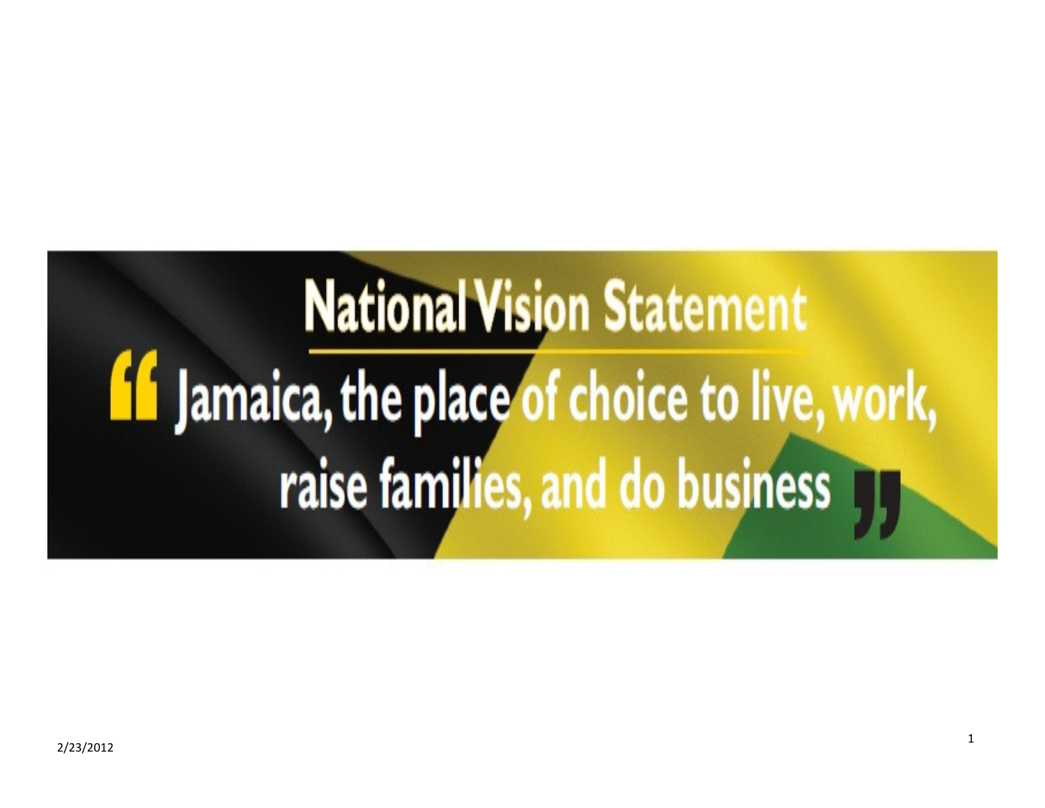# National Vision Statement

"Jamaica, the place of choice to live, work, raise families, and do business"

2/23/2012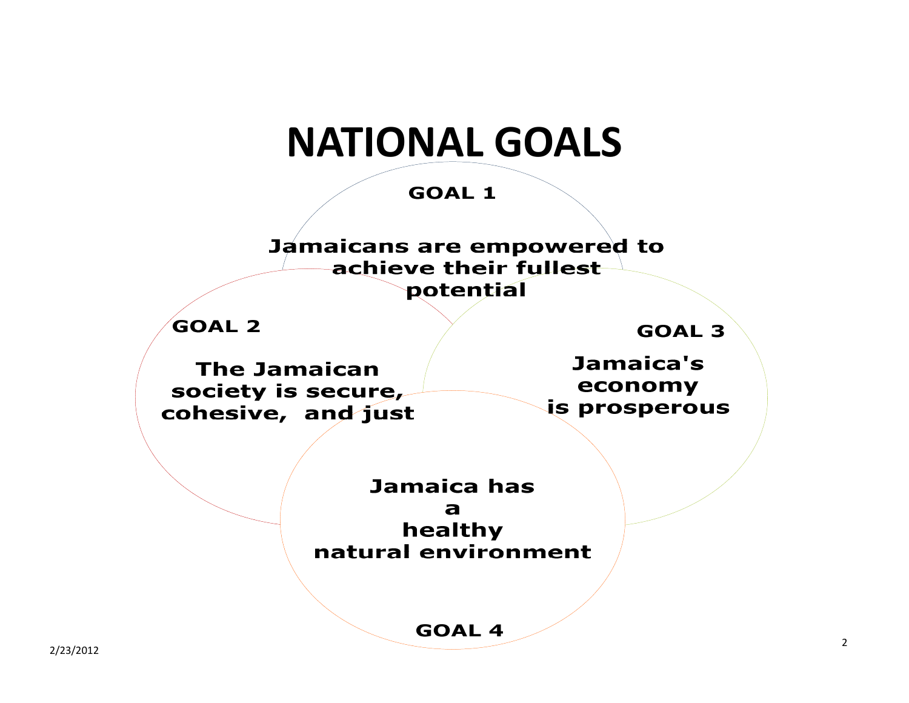# NATIONAL GOALS

**GOAL 1**

**Jamaicans are empowered to achieve their fullest potential**

**GOAL 2**

**The Jamaican society is secure, cohesive, and just**

**GOAL 3**

**Jamaica's economy is prosperous**

**GOAL 4**

**Jamaica has a healthy natural environment**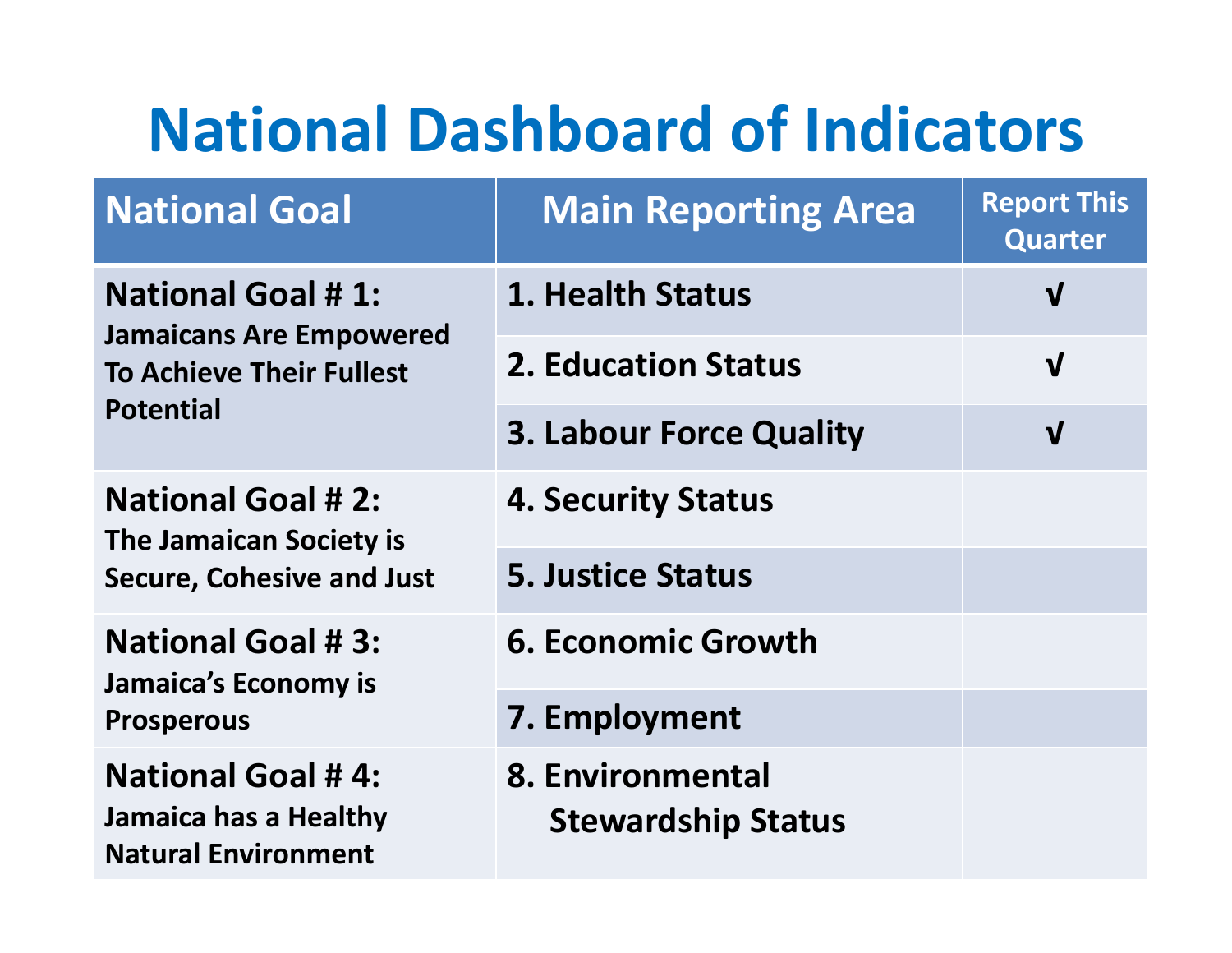# National Dashboard of Indicators

| National Goal | Main Reporting Area | Report This Quarter |
|---|---|---|
| **National Goal # 1:** Jamaicans Are Empowered To Achieve Their Fullest Potential | 1. Health Status | √ |
| | 2. Education Status | √ |
| | 3. Labour Force Quality | √ |
| **National Goal # 2:** The Jamaican Society is Secure, Cohesive and Just | 4. Security Status | |
| | 5. Justice Status | |
| **National Goal # 3:** Jamaica's Economy is Prosperous | 6. Economic Growth | |
| | 7. Employment | |
| **National Goal # 4:** Jamaica has a Healthy Natural Environment | 8. Environmental Stewardship Status | |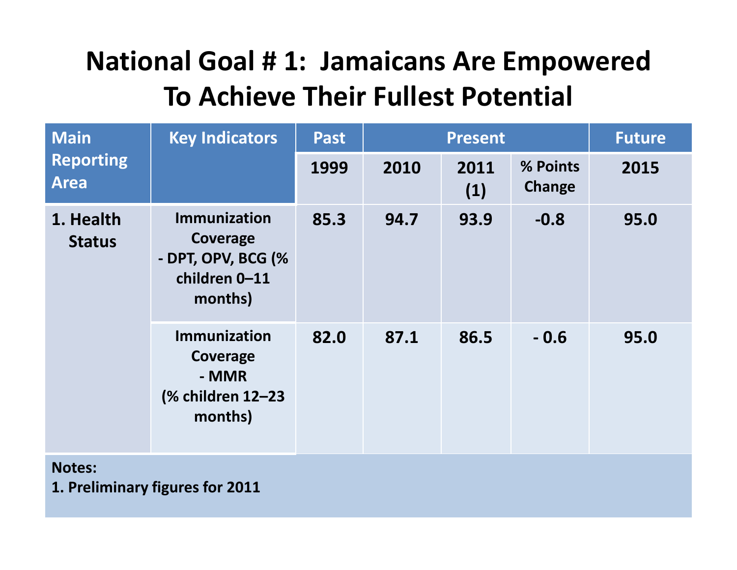# National Goal # 1: Jamaicans Are Empowered To Achieve Their Fullest Potential

| Main Reporting Area | Key Indicators | Past | Present | | | Future |
|---|---|---|---|---|---|---|
| | | 1999 | 2010 | 2011 (1) | % Points Change | 2015 |
| 1. Health Status | Immunization Coverage - DPT, OPV, BCG (% children 0–11 months) | 85.3 | 94.7 | 93.9 | -0.8 | 95.0 |
| | Immunization Coverage - MMR (% children 12–23 months) | 82.0 | 87.1 | 86.5 | - 0.6 | 95.0 |

**Notes:**
**1. Preliminary figures for 2011**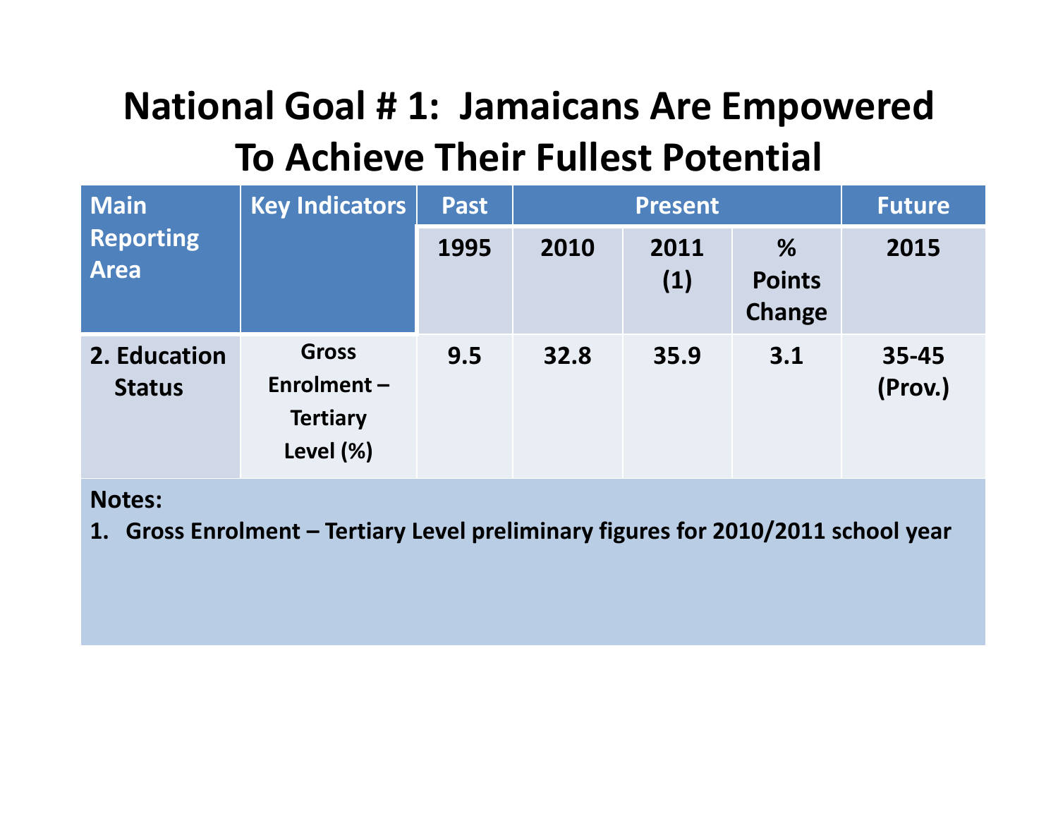# National Goal # 1: Jamaicans Are Empowered To Achieve Their Fullest Potential

| Main Reporting Area | Key Indicators | Past | Present | | | Future |
|---|---|---|---|---|---|---|
| | | 1995 | 2010 | 2011 (1) | % Points Change | 2015 |
| 2. Education Status | Gross Enrolment – Tertiary Level (%) | 9.5 | 32.8 | 35.9 | 3.1 | 35-45 (Prov.) |

**Notes:**

1. Gross Enrolment – Tertiary Level preliminary figures for 2010/2011 school year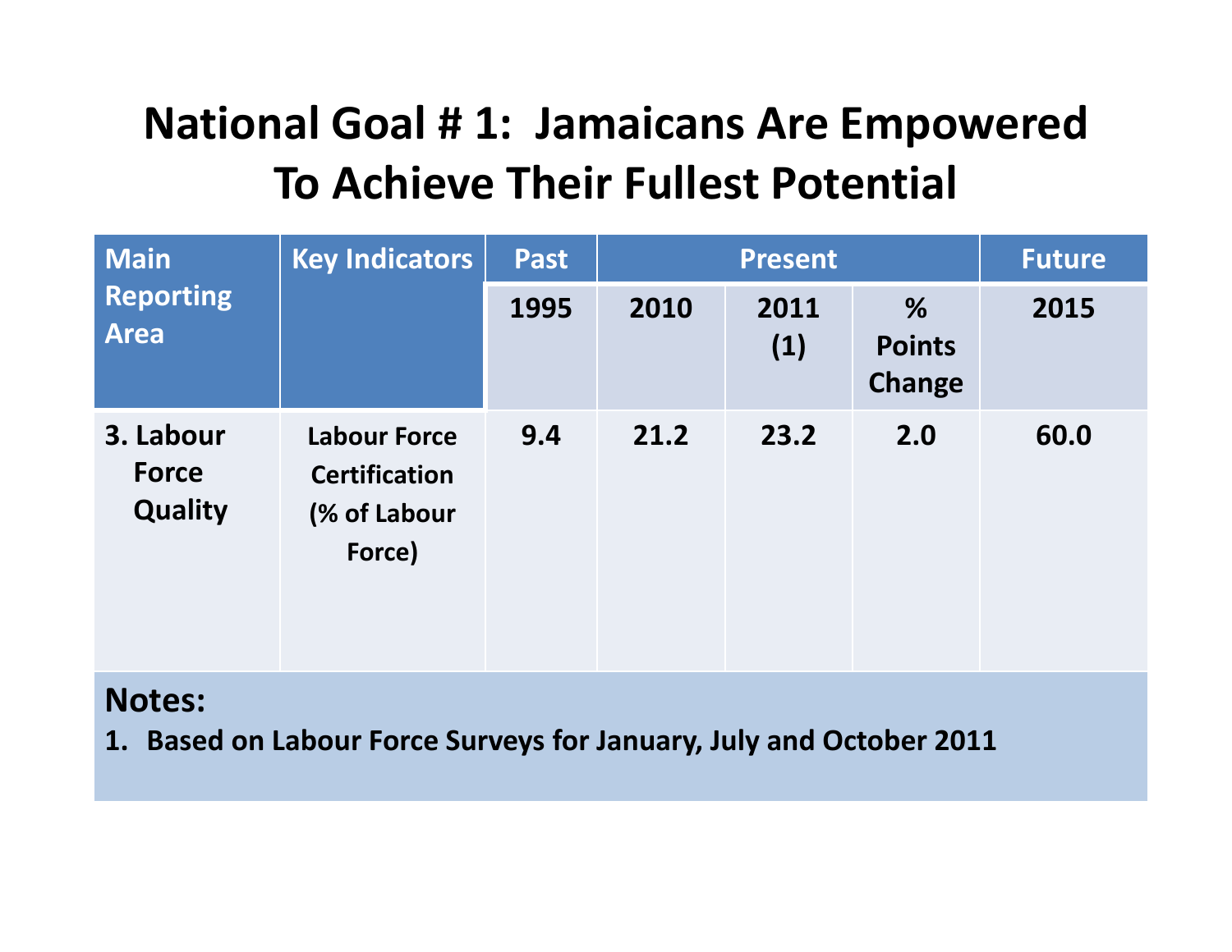# National Goal # 1: Jamaicans Are Empowered To Achieve Their Fullest Potential

| Main Reporting Area | Key Indicators | Past | Present | | | Future |
|---|---|---|---|---|---|---|
| | | 1995 | 2010 | 2011 (1) | % Points Change | 2015 |
| 3. Labour Force Quality | Labour Force Certification (% of Labour Force) | 9.4 | 21.2 | 23.2 | 2.0 | 60.0 |

**Notes:**

1. Based on Labour Force Surveys for January, July and October 2011